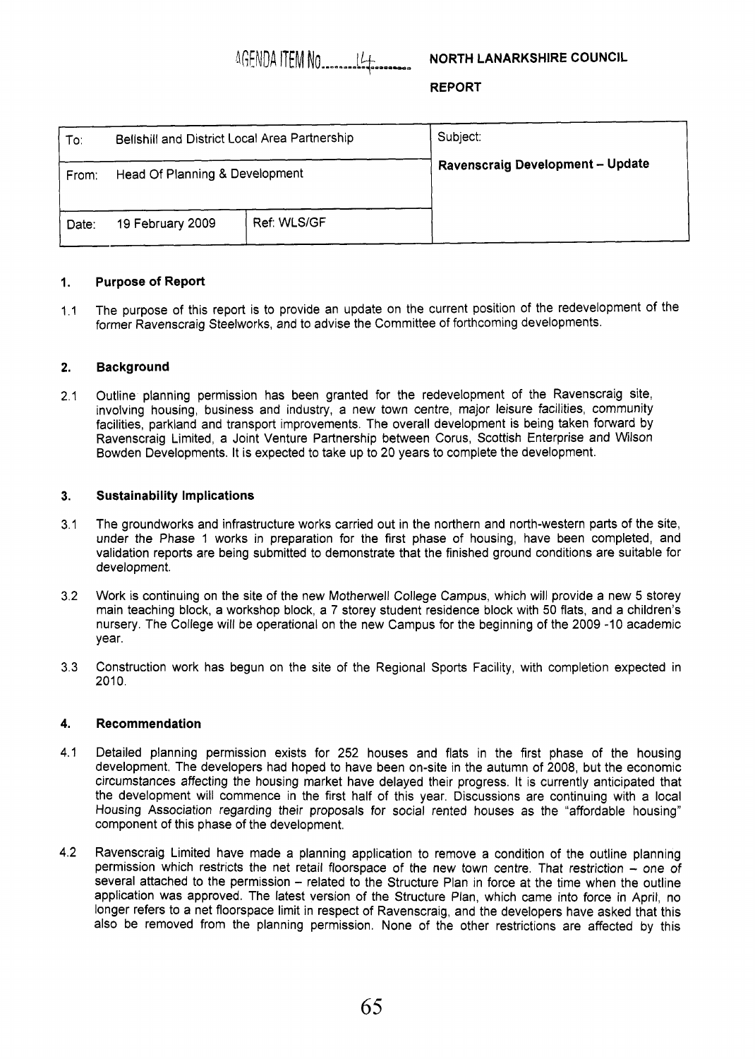AGENDA ITEM No. 14

**NORTH LANARKSHIRE COUNCIL**

**REPORT**

| To: Bellshill and District Local Area Partnership | | Subject: |
|---|---|---|
| From: Head Of Planning & Development | | **Ravenscraig Development – Update** |
| Date: 19 February 2009 | Ref: WLS/GF | |

## 1. Purpose of Report

1.1 The purpose of this report is to provide an update on the current position of the redevelopment of the former Ravenscraig Steelworks, and to advise the Committee of forthcoming developments.

## 2. Background

2.1 Outline planning permission has been granted for the redevelopment of the Ravenscraig site, involving housing, business and industry, a new town centre, major leisure facilities, community facilities, parkland and transport improvements. The overall development is being taken forward by Ravenscraig Limited, a Joint Venture Partnership between Corus, Scottish Enterprise and Wilson Bowden Developments. It is expected to take up to 20 years to complete the development.

## 3. Sustainability Implications

3.1 The groundworks and infrastructure works carried out in the northern and north-western parts of the site, under the Phase 1 works in preparation for the first phase of housing, have been completed, and validation reports are being submitted to demonstrate that the finished ground conditions are suitable for development.

3.2 Work is continuing on the site of the new Motherwell College Campus, which will provide a new 5 storey main teaching block, a workshop block, a 7 storey student residence block with 50 flats, and a children's nursery. The College will be operational on the new Campus for the beginning of the 2009 -10 academic year.

3.3 Construction work has begun on the site of the Regional Sports Facility, with completion expected in 2010.

## 4. Recommendation

4.1 Detailed planning permission exists for 252 houses and flats in the first phase of the housing development. The developers had hoped to have been on-site in the autumn of 2008, but the economic circumstances affecting the housing market have delayed their progress. It is currently anticipated that the development will commence in the first half of this year. Discussions are continuing with a local Housing Association regarding their proposals for social rented houses as the "affordable housing" component of this phase of the development.

4.2 Ravenscraig Limited have made a planning application to remove a condition of the outline planning permission which restricts the net retail floorspace of the new town centre. That restriction – one of several attached to the permission – related to the Structure Plan in force at the time when the outline application was approved. The latest version of the Structure Plan, which came into force in April, no longer refers to a net floorspace limit in respect of Ravenscraig, and the developers have asked that this also be removed from the planning permission. None of the other restrictions are affected by this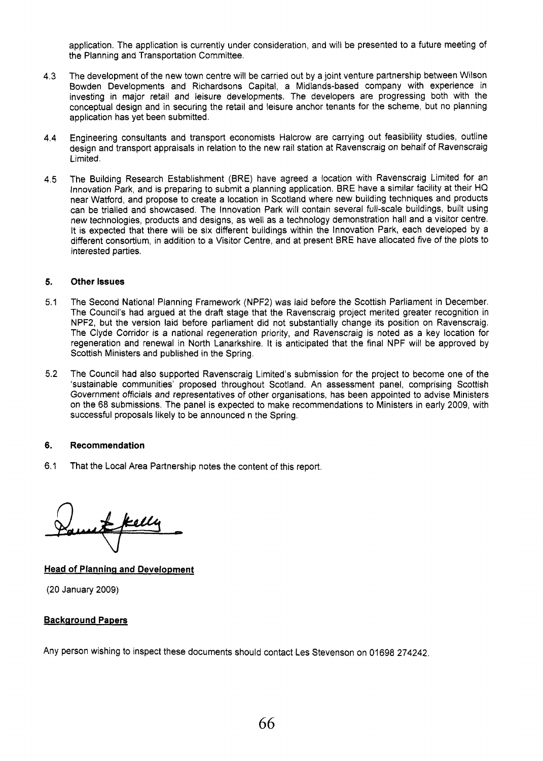application. The application is currently under consideration, and will be presented to a future meeting of the Planning and Transportation Committee.

4.3 The development of the new town centre will be carried out by a joint venture partnership between Wilson Bowden Developments and Richardsons Capital, a Midlands-based company with experience in investing in major retail and leisure developments. The developers are progressing both with the conceptual design and in securing the retail and leisure anchor tenants for the scheme, but no planning application has yet been submitted.

4.4 Engineering consultants and transport economists Halcrow are carrying out feasibility studies, outline design and transport appraisals in relation to the new rail station at Ravenscraig on behalf of Ravenscraig Limited.

4.5 The Building Research Establishment (BRE) have agreed a location with Ravenscraig Limited for an Innovation Park, and is preparing to submit a planning application. BRE have a similar facility at their HQ near Watford, and propose to create a location in Scotland where new building techniques and products can be trialled and showcased. The Innovation Park will contain several full-scale buildings, built using new technologies, products and designs, as well as a technology demonstration hall and a visitor centre. It is expected that there will be six different buildings within the Innovation Park, each developed by a different consortium, in addition to a Visitor Centre, and at present BRE have allocated five of the plots to interested parties.

## 5. Other Issues

5.1 The Second National Planning Framework (NPF2) was laid before the Scottish Parliament in December. The Council's had argued at the draft stage that the Ravenscraig project merited greater recognition in NPF2, but the version laid before parliament did not substantially change its position on Ravenscraig. The Clyde Corridor is a national regeneration priority, and Ravenscraig is noted as a key location for regeneration and renewal in North Lanarkshire. It is anticipated that the final NPF will be approved by Scottish Ministers and published in the Spring.

5.2 The Council had also supported Ravenscraig Limited's submission for the project to become one of the 'sustainable communities' proposed throughout Scotland. An assessment panel, comprising Scottish Government officials and representatives of other organisations, has been appointed to advise Ministers on the 68 submissions. The panel is expected to make recommendations to Ministers in early 2009, with successful proposals likely to be announced n the Spring.

## 6. Recommendation

6.1 That the Local Area Partnership notes the content of this report.

Pauric Kelly

**Head of Planning and Development**

(20 January 2009)

**Background Papers**

Any person wishing to inspect these documents should contact Les Stevenson on 01698 274242.